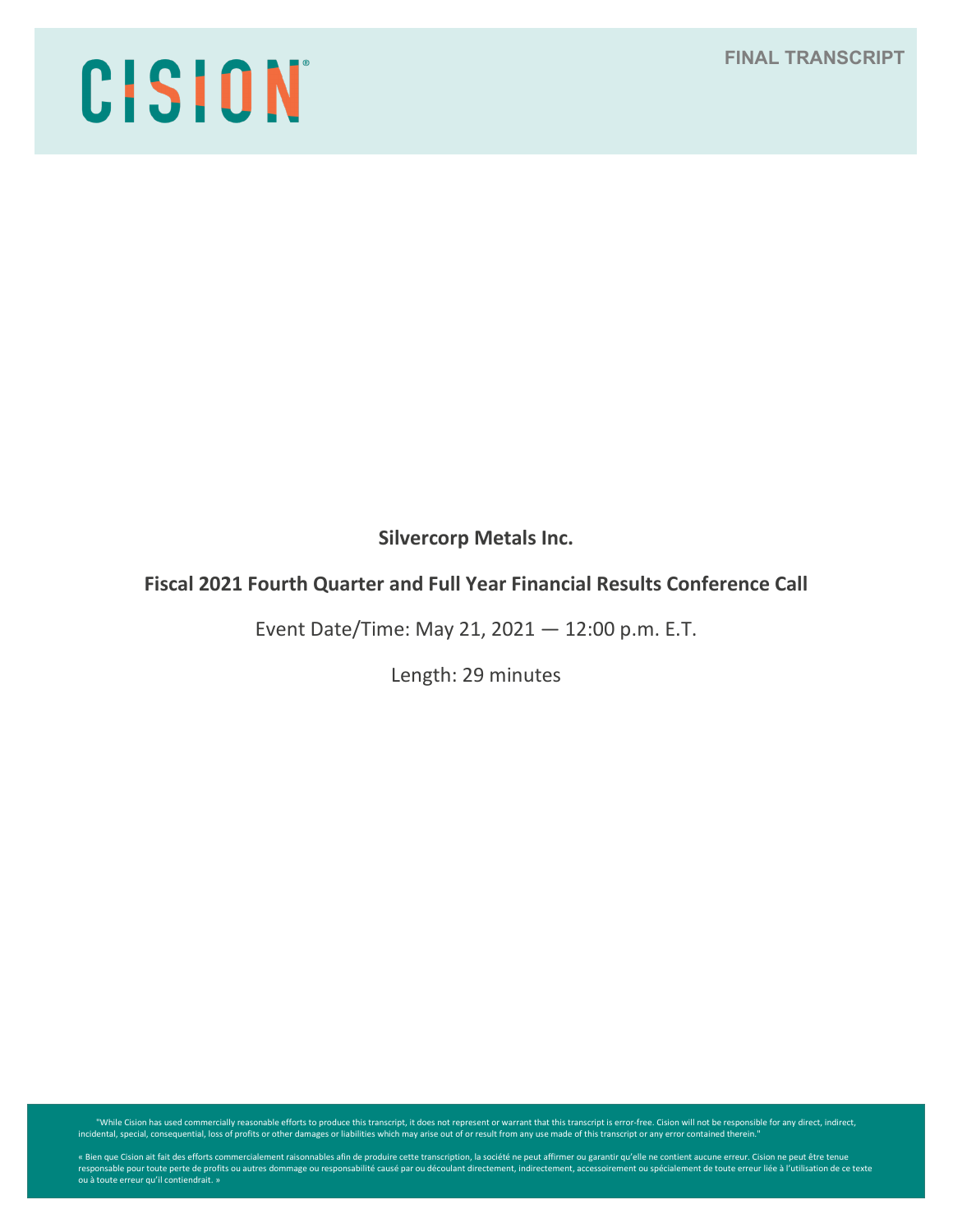CISION

FINAL TRANSCRIPT

**Silvercorp Metals Inc.**

**Fiscal 2021 Fourth Quarter and Full Year Financial Results Conference Call**

Event Date/Time: May 21, 2021 — 12:00 p.m. E.T.

Length: 29 minutes

"While Cision has used commercially reasonable efforts to produce this transcript, it does not represent or warrant that this transcript is error-free. Cision will not be responsible for any direct, indirect, incidental, special, consequential, loss of profits or other damages or liabilities which may arise out of or result from any use made of this transcript or any error contained therein."

« Bien que Cision ait fait des efforts commercialement raisonnables afin de produire cette transcription, la société ne peut affirmer ou garantir qu'elle ne contient aucune erreur. Cision ne peut être tenue responsable pour toute perte de profits ou autres dommage ou responsabilité causé par ou découlant directement, indirectement, accessoirement ou spécialement de toute erreur liée à l'utilisation de ce texte ou à toute erreur qu'il contiendrait. »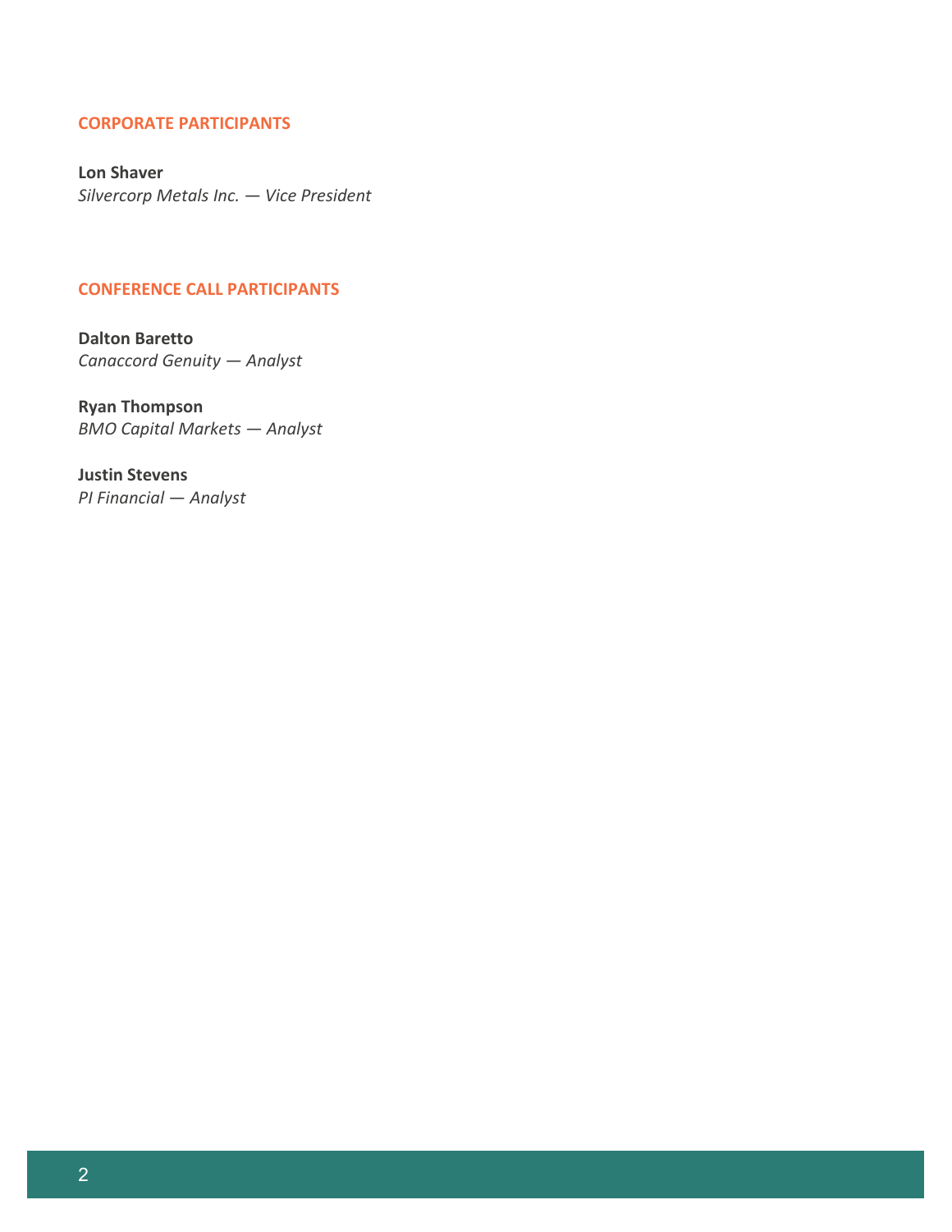## CORPORATE PARTICIPANTS

**Lon Shaver**
*Silvercorp Metals Inc. — Vice President*

## CONFERENCE CALL PARTICIPANTS

**Dalton Baretto**
*Canaccord Genuity — Analyst*

**Ryan Thompson**
*BMO Capital Markets — Analyst*

**Justin Stevens**
*PI Financial — Analyst*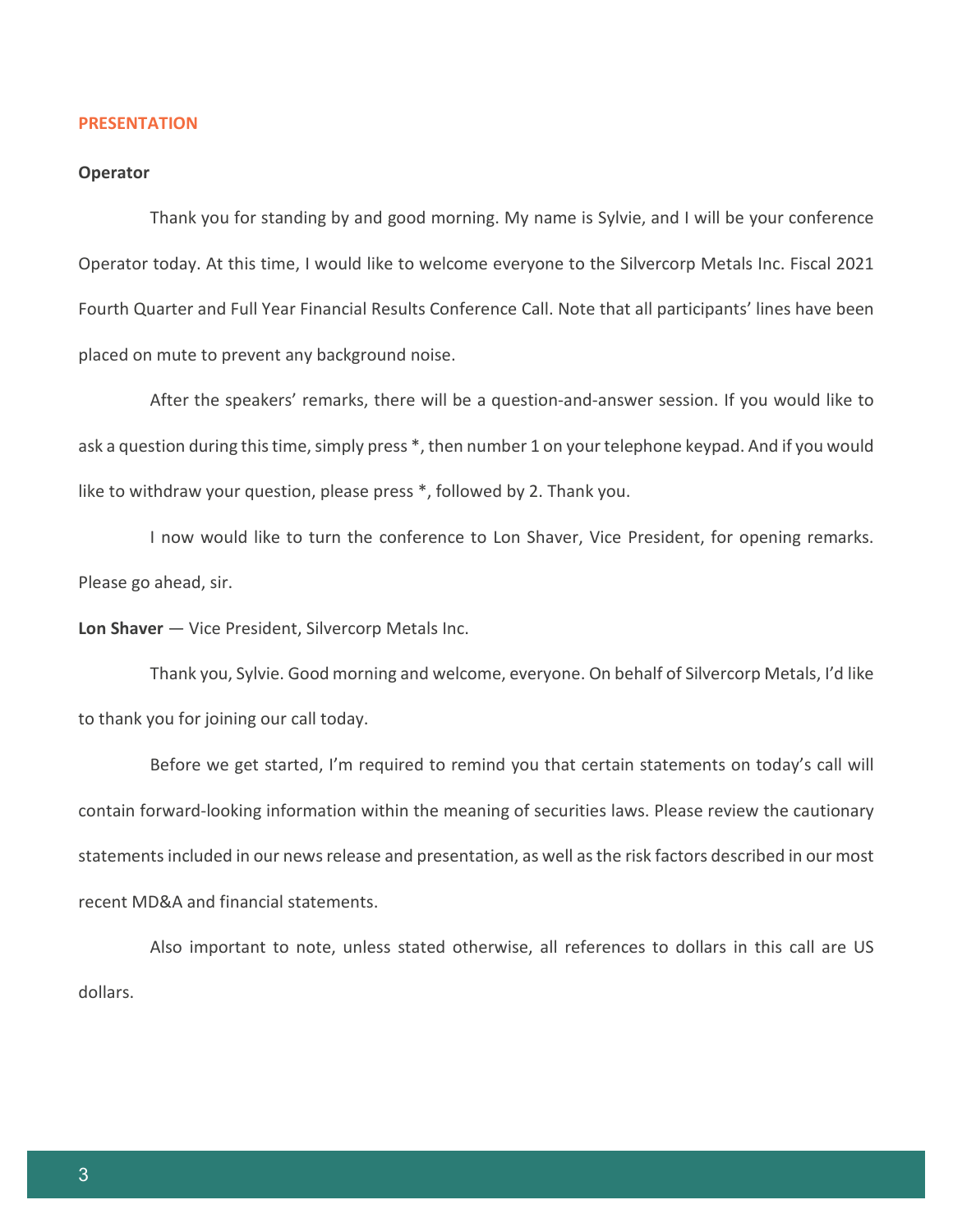## PRESENTATION

**Operator**

Thank you for standing by and good morning. My name is Sylvie, and I will be your conference Operator today. At this time, I would like to welcome everyone to the Silvercorp Metals Inc. Fiscal 2021 Fourth Quarter and Full Year Financial Results Conference Call. Note that all participants' lines have been placed on mute to prevent any background noise.

After the speakers' remarks, there will be a question-and-answer session. If you would like to ask a question during this time, simply press *, then number 1 on your telephone keypad. And if you would like to withdraw your question, please press *, followed by 2. Thank you.

I now would like to turn the conference to Lon Shaver, Vice President, for opening remarks. Please go ahead, sir.

**Lon Shaver** — Vice President, Silvercorp Metals Inc.

Thank you, Sylvie. Good morning and welcome, everyone. On behalf of Silvercorp Metals, I'd like to thank you for joining our call today.

Before we get started, I'm required to remind you that certain statements on today's call will contain forward-looking information within the meaning of securities laws. Please review the cautionary statements included in our news release and presentation, as well as the risk factors described in our most recent MD&A and financial statements.

Also important to note, unless stated otherwise, all references to dollars in this call are US dollars.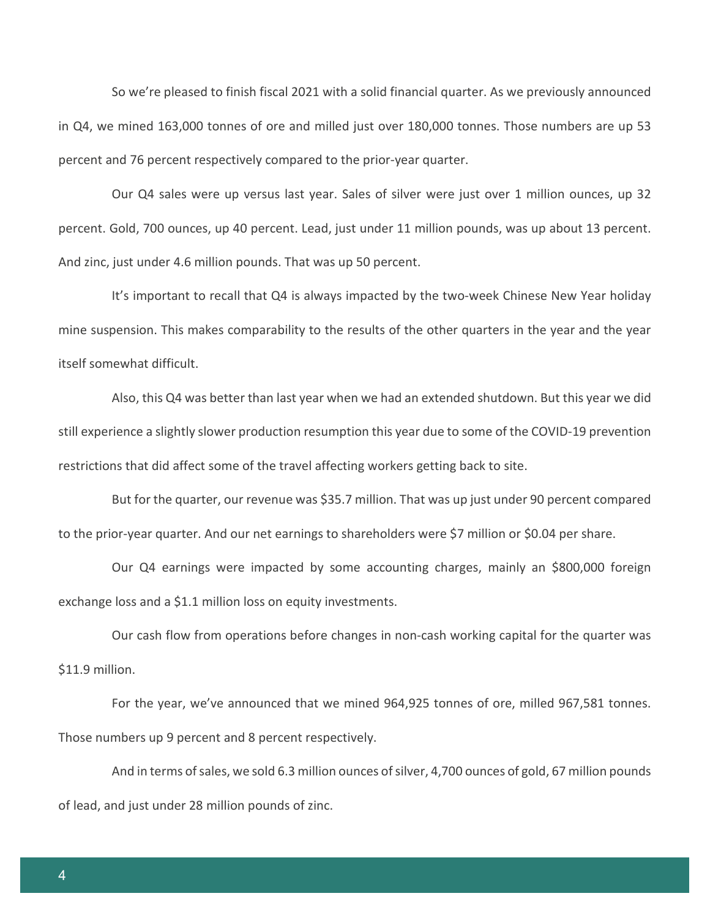So we're pleased to finish fiscal 2021 with a solid financial quarter. As we previously announced in Q4, we mined 163,000 tonnes of ore and milled just over 180,000 tonnes. Those numbers are up 53 percent and 76 percent respectively compared to the prior-year quarter.

Our Q4 sales were up versus last year. Sales of silver were just over 1 million ounces, up 32 percent. Gold, 700 ounces, up 40 percent. Lead, just under 11 million pounds, was up about 13 percent. And zinc, just under 4.6 million pounds. That was up 50 percent.

It's important to recall that Q4 is always impacted by the two-week Chinese New Year holiday mine suspension. This makes comparability to the results of the other quarters in the year and the year itself somewhat difficult.

Also, this Q4 was better than last year when we had an extended shutdown. But this year we did still experience a slightly slower production resumption this year due to some of the COVID-19 prevention restrictions that did affect some of the travel affecting workers getting back to site.

But for the quarter, our revenue was $35.7 million. That was up just under 90 percent compared to the prior-year quarter. And our net earnings to shareholders were $7 million or $0.04 per share.

Our Q4 earnings were impacted by some accounting charges, mainly an $800,000 foreign exchange loss and a $1.1 million loss on equity investments.

Our cash flow from operations before changes in non-cash working capital for the quarter was $11.9 million.

For the year, we've announced that we mined 964,925 tonnes of ore, milled 967,581 tonnes. Those numbers up 9 percent and 8 percent respectively.

And in terms of sales, we sold 6.3 million ounces of silver, 4,700 ounces of gold, 67 million pounds of lead, and just under 28 million pounds of zinc.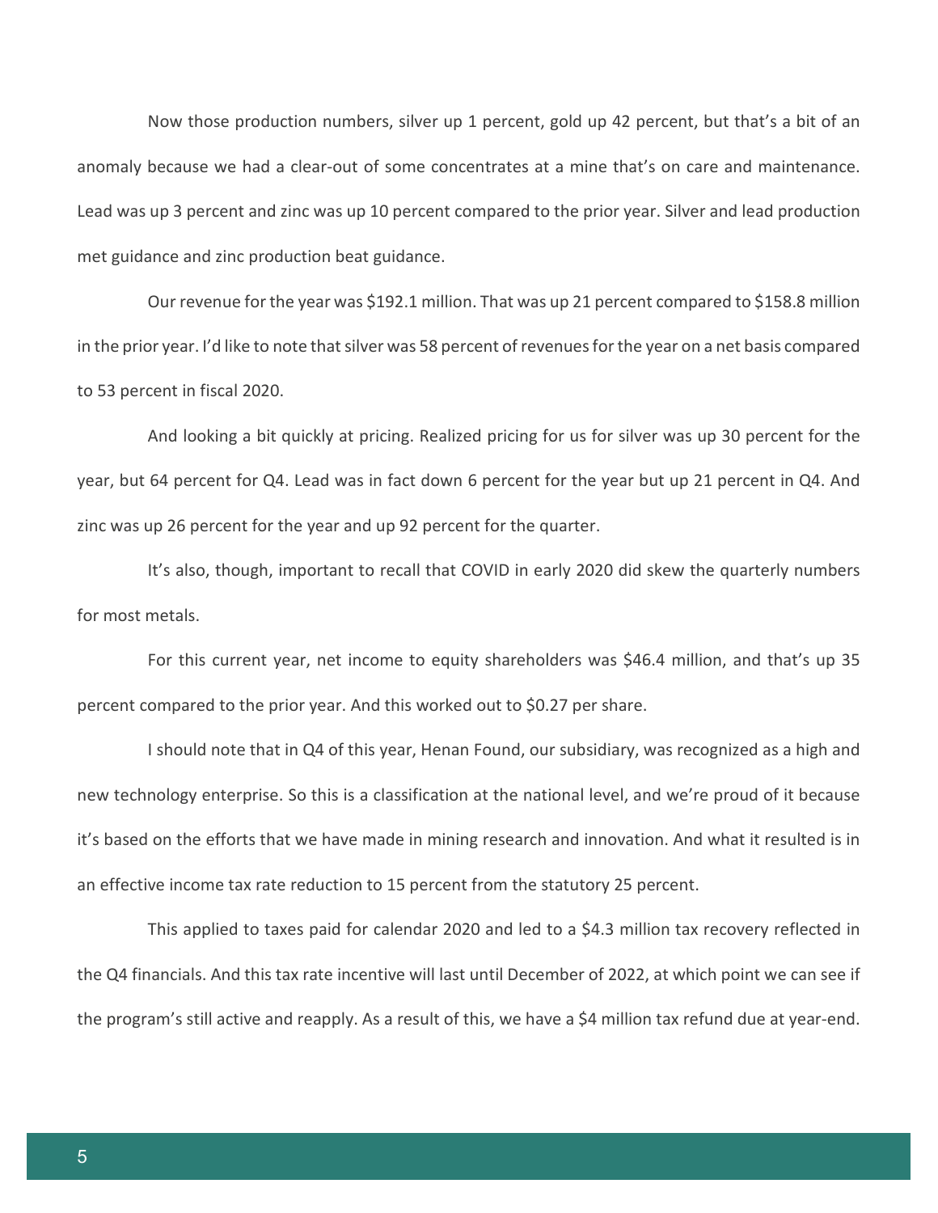Now those production numbers, silver up 1 percent, gold up 42 percent, but that's a bit of an anomaly because we had a clear-out of some concentrates at a mine that's on care and maintenance. Lead was up 3 percent and zinc was up 10 percent compared to the prior year. Silver and lead production met guidance and zinc production beat guidance.

Our revenue for the year was $192.1 million. That was up 21 percent compared to $158.8 million in the prior year. I'd like to note that silver was 58 percent of revenues for the year on a net basis compared to 53 percent in fiscal 2020.

And looking a bit quickly at pricing. Realized pricing for us for silver was up 30 percent for the year, but 64 percent for Q4. Lead was in fact down 6 percent for the year but up 21 percent in Q4. And zinc was up 26 percent for the year and up 92 percent for the quarter.

It's also, though, important to recall that COVID in early 2020 did skew the quarterly numbers for most metals.

For this current year, net income to equity shareholders was $46.4 million, and that's up 35 percent compared to the prior year. And this worked out to $0.27 per share.

I should note that in Q4 of this year, Henan Found, our subsidiary, was recognized as a high and new technology enterprise. So this is a classification at the national level, and we're proud of it because it's based on the efforts that we have made in mining research and innovation. And what it resulted is in an effective income tax rate reduction to 15 percent from the statutory 25 percent.

This applied to taxes paid for calendar 2020 and led to a $4.3 million tax recovery reflected in the Q4 financials. And this tax rate incentive will last until December of 2022, at which point we can see if the program's still active and reapply. As a result of this, we have a $4 million tax refund due at year-end.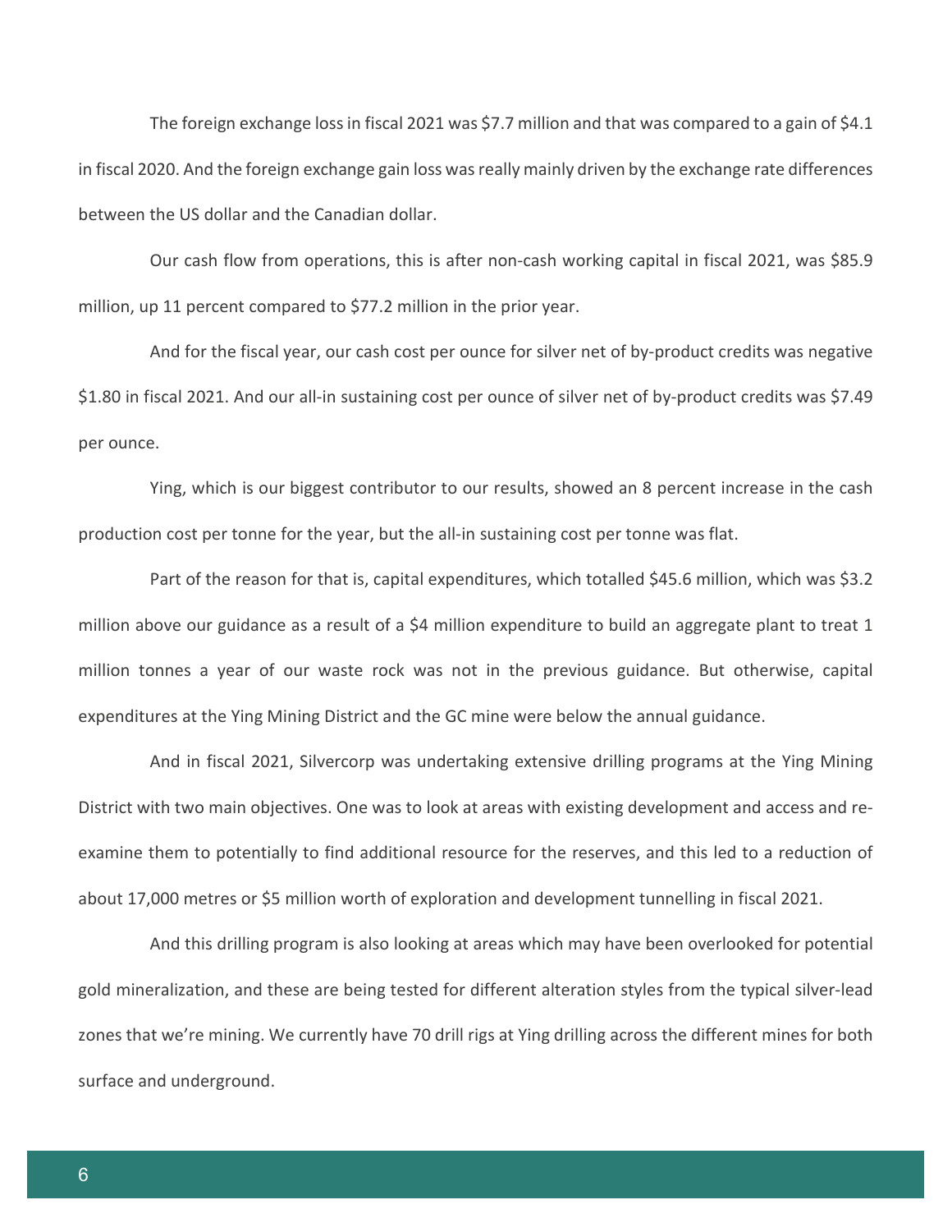The foreign exchange loss in fiscal 2021 was $7.7 million and that was compared to a gain of $4.1 in fiscal 2020. And the foreign exchange gain loss was really mainly driven by the exchange rate differences between the US dollar and the Canadian dollar.

Our cash flow from operations, this is after non-cash working capital in fiscal 2021, was $85.9 million, up 11 percent compared to $77.2 million in the prior year.

And for the fiscal year, our cash cost per ounce for silver net of by-product credits was negative $1.80 in fiscal 2021. And our all-in sustaining cost per ounce of silver net of by-product credits was $7.49 per ounce.

Ying, which is our biggest contributor to our results, showed an 8 percent increase in the cash production cost per tonne for the year, but the all-in sustaining cost per tonne was flat.

Part of the reason for that is, capital expenditures, which totalled $45.6 million, which was $3.2 million above our guidance as a result of a $4 million expenditure to build an aggregate plant to treat 1 million tonnes a year of our waste rock was not in the previous guidance. But otherwise, capital expenditures at the Ying Mining District and the GC mine were below the annual guidance.

And in fiscal 2021, Silvercorp was undertaking extensive drilling programs at the Ying Mining District with two main objectives. One was to look at areas with existing development and access and re-examine them to potentially to find additional resource for the reserves, and this led to a reduction of about 17,000 metres or $5 million worth of exploration and development tunnelling in fiscal 2021.

And this drilling program is also looking at areas which may have been overlooked for potential gold mineralization, and these are being tested for different alteration styles from the typical silver-lead zones that we're mining. We currently have 70 drill rigs at Ying drilling across the different mines for both surface and underground.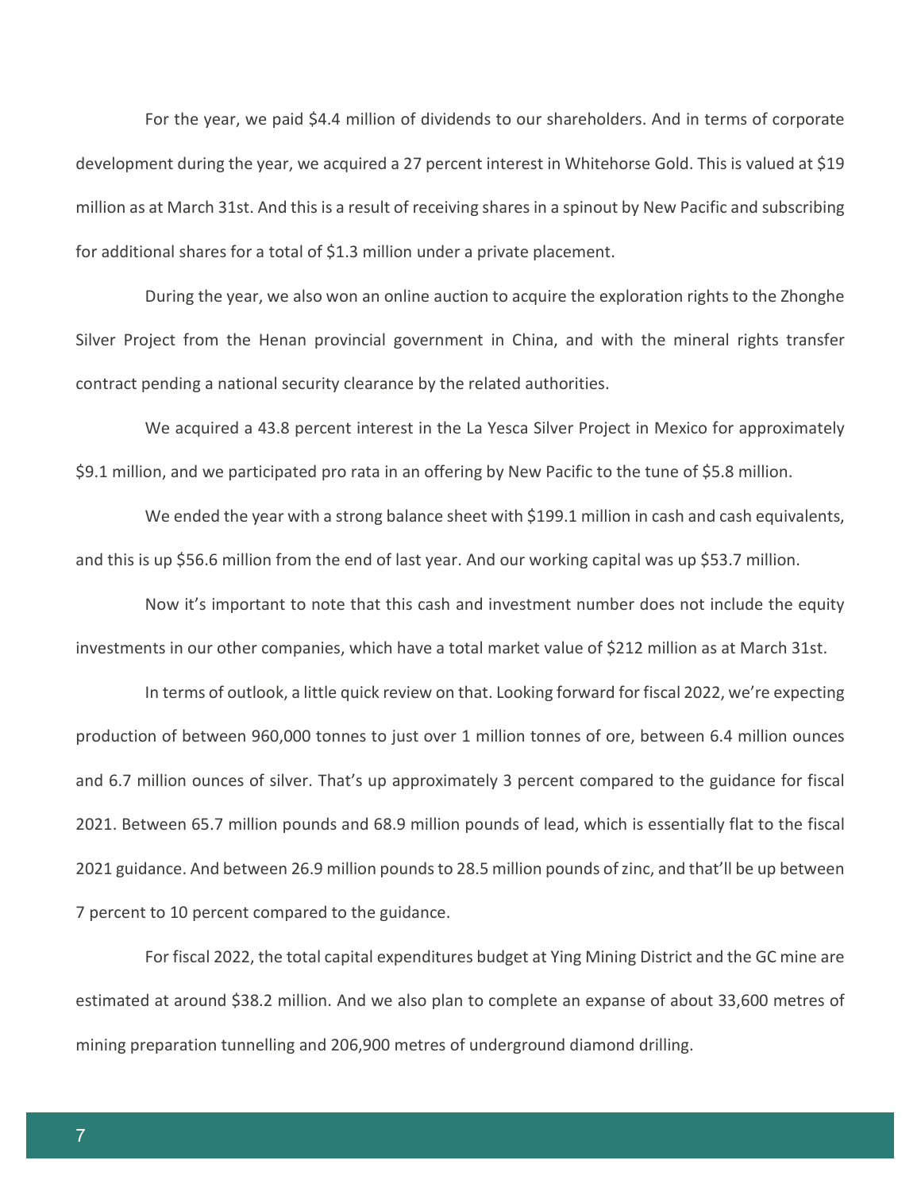For the year, we paid $4.4 million of dividends to our shareholders. And in terms of corporate development during the year, we acquired a 27 percent interest in Whitehorse Gold. This is valued at $19 million as at March 31st. And this is a result of receiving shares in a spinout by New Pacific and subscribing for additional shares for a total of $1.3 million under a private placement.

During the year, we also won an online auction to acquire the exploration rights to the Zhonghe Silver Project from the Henan provincial government in China, and with the mineral rights transfer contract pending a national security clearance by the related authorities.

We acquired a 43.8 percent interest in the La Yesca Silver Project in Mexico for approximately $9.1 million, and we participated pro rata in an offering by New Pacific to the tune of $5.8 million.

We ended the year with a strong balance sheet with $199.1 million in cash and cash equivalents, and this is up $56.6 million from the end of last year. And our working capital was up $53.7 million.

Now it's important to note that this cash and investment number does not include the equity investments in our other companies, which have a total market value of $212 million as at March 31st.

In terms of outlook, a little quick review on that. Looking forward for fiscal 2022, we're expecting production of between 960,000 tonnes to just over 1 million tonnes of ore, between 6.4 million ounces and 6.7 million ounces of silver. That's up approximately 3 percent compared to the guidance for fiscal 2021. Between 65.7 million pounds and 68.9 million pounds of lead, which is essentially flat to the fiscal 2021 guidance. And between 26.9 million pounds to 28.5 million pounds of zinc, and that'll be up between 7 percent to 10 percent compared to the guidance.

For fiscal 2022, the total capital expenditures budget at Ying Mining District and the GC mine are estimated at around $38.2 million. And we also plan to complete an expanse of about 33,600 metres of mining preparation tunnelling and 206,900 metres of underground diamond drilling.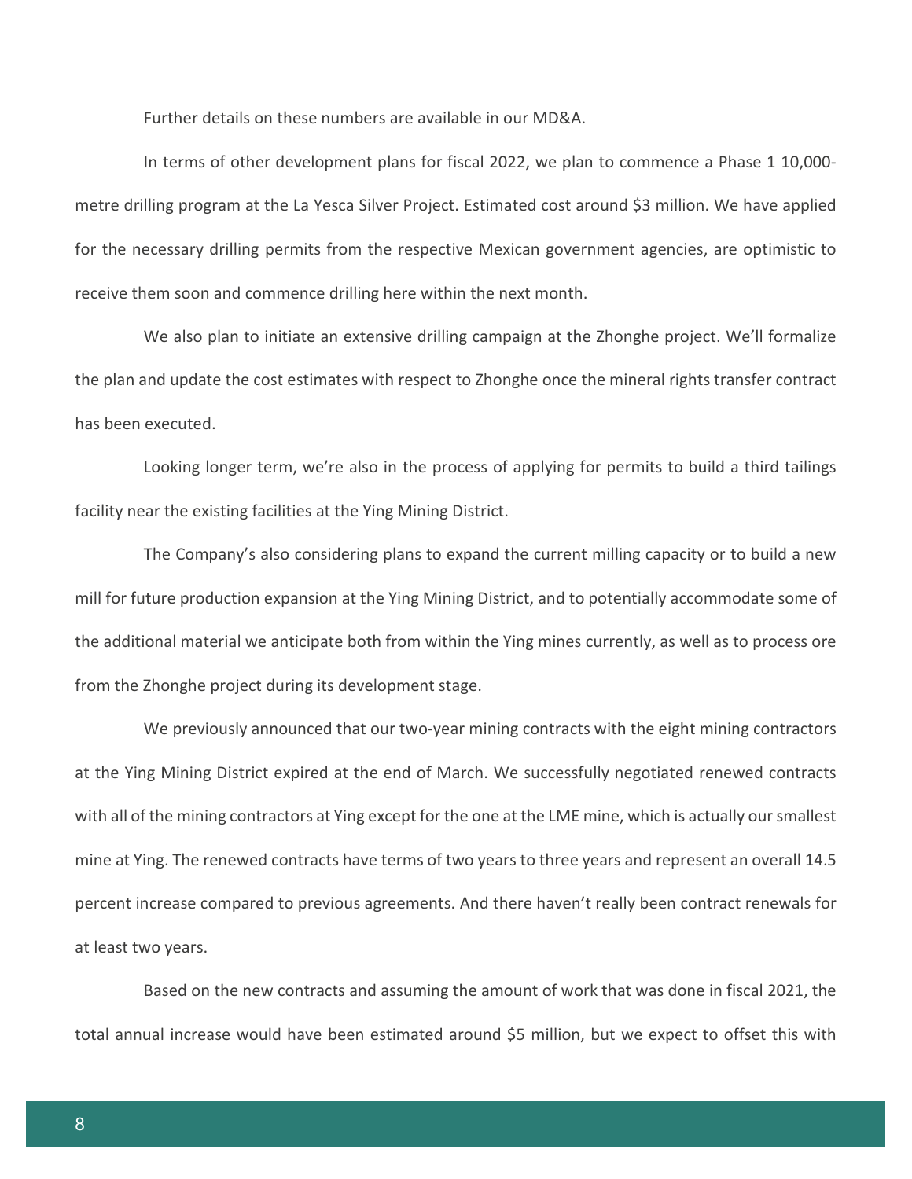Further details on these numbers are available in our MD&A.

In terms of other development plans for fiscal 2022, we plan to commence a Phase 1 10,000-metre drilling program at the La Yesca Silver Project. Estimated cost around $3 million. We have applied for the necessary drilling permits from the respective Mexican government agencies, are optimistic to receive them soon and commence drilling here within the next month.

We also plan to initiate an extensive drilling campaign at the Zhonghe project. We'll formalize the plan and update the cost estimates with respect to Zhonghe once the mineral rights transfer contract has been executed.

Looking longer term, we're also in the process of applying for permits to build a third tailings facility near the existing facilities at the Ying Mining District.

The Company's also considering plans to expand the current milling capacity or to build a new mill for future production expansion at the Ying Mining District, and to potentially accommodate some of the additional material we anticipate both from within the Ying mines currently, as well as to process ore from the Zhonghe project during its development stage.

We previously announced that our two-year mining contracts with the eight mining contractors at the Ying Mining District expired at the end of March. We successfully negotiated renewed contracts with all of the mining contractors at Ying except for the one at the LME mine, which is actually our smallest mine at Ying. The renewed contracts have terms of two years to three years and represent an overall 14.5 percent increase compared to previous agreements. And there haven't really been contract renewals for at least two years.

Based on the new contracts and assuming the amount of work that was done in fiscal 2021, the total annual increase would have been estimated around $5 million, but we expect to offset this with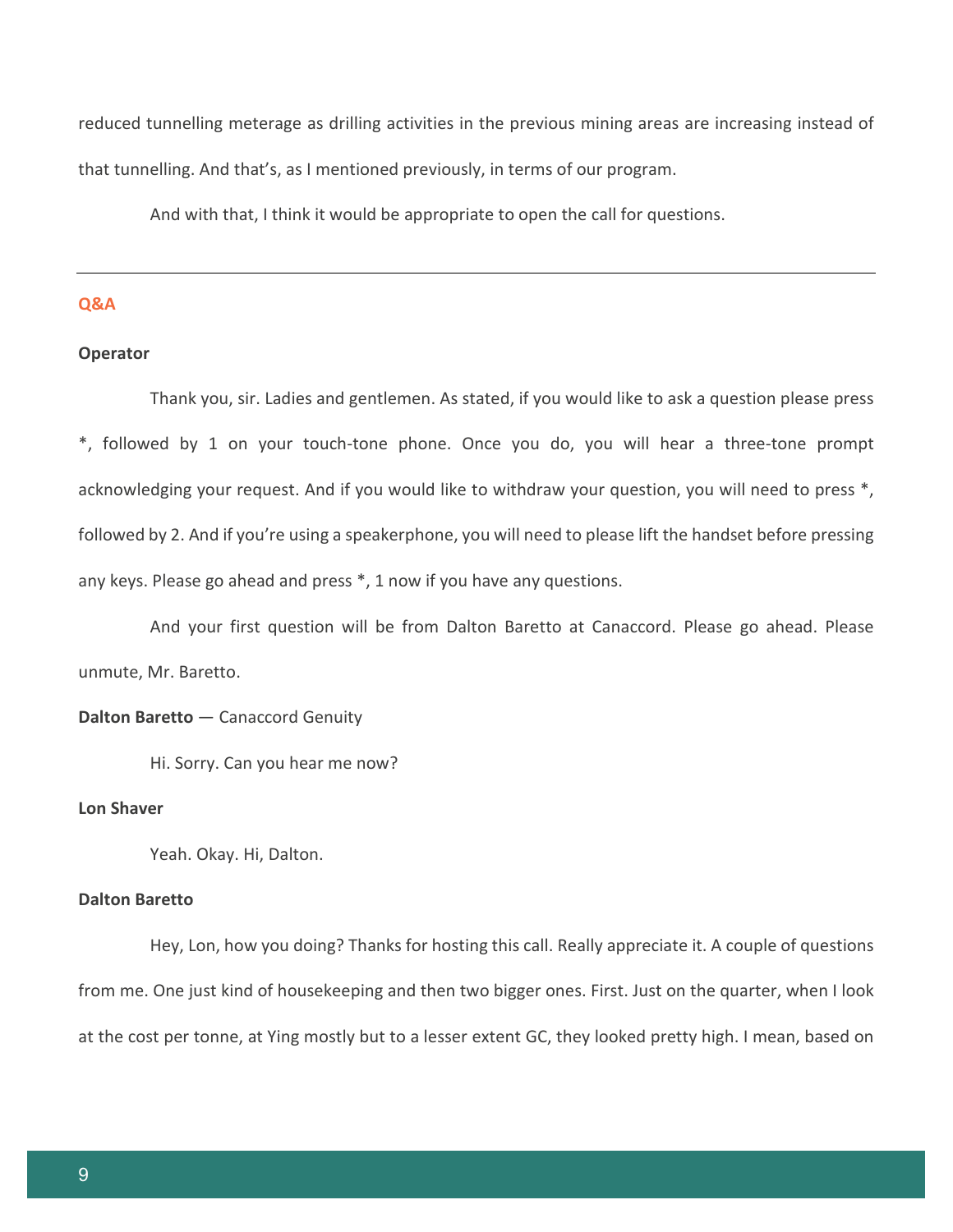reduced tunnelling meterage as drilling activities in the previous mining areas are increasing instead of that tunnelling. And that's, as I mentioned previously, in terms of our program.

And with that, I think it would be appropriate to open the call for questions.

---

## Q&A

**Operator**

Thank you, sir. Ladies and gentlemen. As stated, if you would like to ask a question please press *, followed by 1 on your touch-tone phone. Once you do, you will hear a three-tone prompt acknowledging your request. And if you would like to withdraw your question, you will need to press *, followed by 2. And if you're using a speakerphone, you will need to please lift the handset before pressing any keys. Please go ahead and press *, 1 now if you have any questions.

And your first question will be from Dalton Baretto at Canaccord. Please go ahead. Please unmute, Mr. Baretto.

**Dalton Baretto** — Canaccord Genuity

Hi. Sorry. Can you hear me now?

**Lon Shaver**

Yeah. Okay. Hi, Dalton.

**Dalton Baretto**

Hey, Lon, how you doing? Thanks for hosting this call. Really appreciate it. A couple of questions from me. One just kind of housekeeping and then two bigger ones. First. Just on the quarter, when I look at the cost per tonne, at Ying mostly but to a lesser extent GC, they looked pretty high. I mean, based on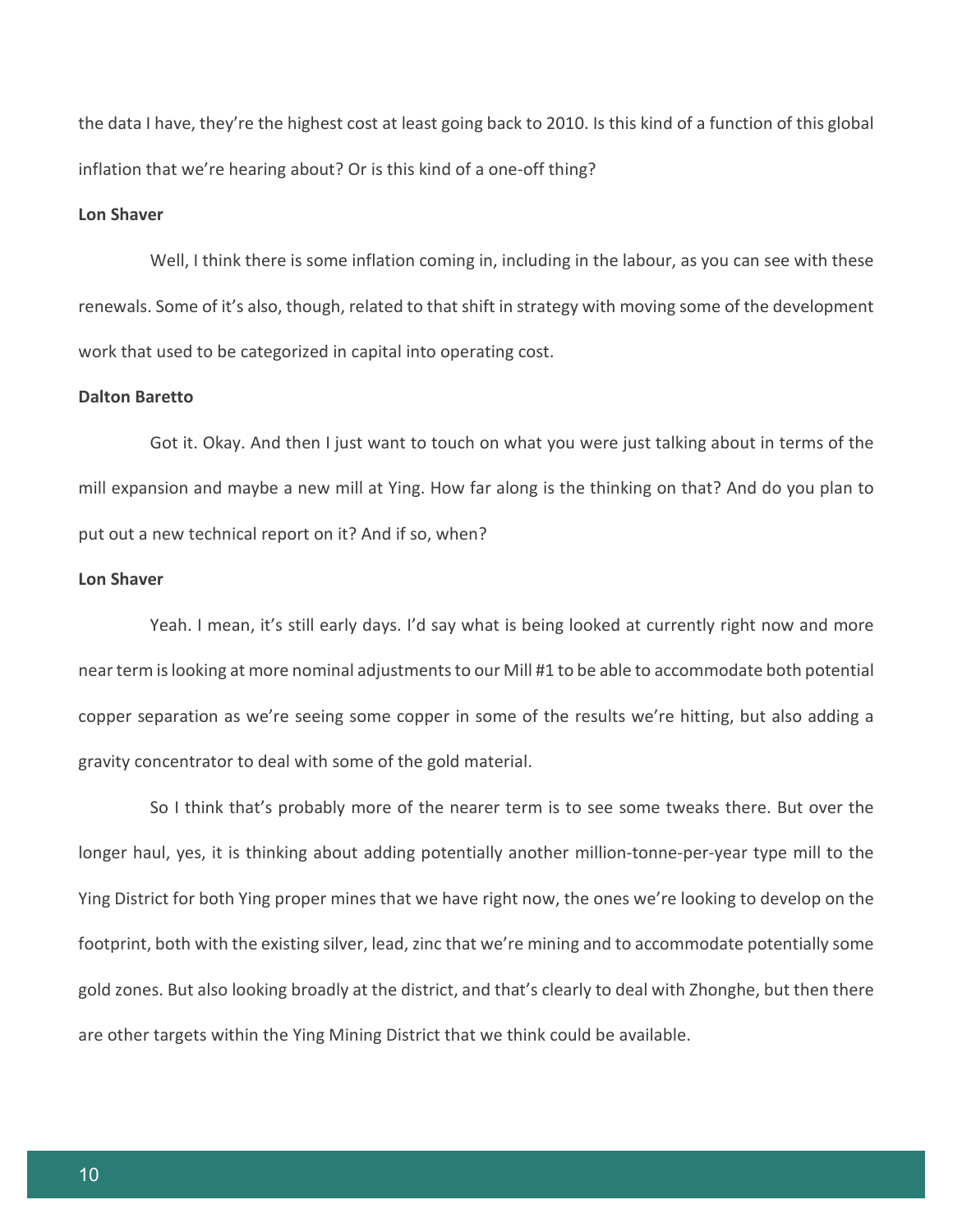the data I have, they're the highest cost at least going back to 2010. Is this kind of a function of this global inflation that we're hearing about? Or is this kind of a one-off thing?

**Lon Shaver**

Well, I think there is some inflation coming in, including in the labour, as you can see with these renewals. Some of it's also, though, related to that shift in strategy with moving some of the development work that used to be categorized in capital into operating cost.

**Dalton Baretto**

Got it. Okay. And then I just want to touch on what you were just talking about in terms of the mill expansion and maybe a new mill at Ying. How far along is the thinking on that? And do you plan to put out a new technical report on it? And if so, when?

**Lon Shaver**

Yeah. I mean, it's still early days. I'd say what is being looked at currently right now and more near term is looking at more nominal adjustments to our Mill #1 to be able to accommodate both potential copper separation as we're seeing some copper in some of the results we're hitting, but also adding a gravity concentrator to deal with some of the gold material.

So I think that's probably more of the nearer term is to see some tweaks there. But over the longer haul, yes, it is thinking about adding potentially another million-tonne-per-year type mill to the Ying District for both Ying proper mines that we have right now, the ones we're looking to develop on the footprint, both with the existing silver, lead, zinc that we're mining and to accommodate potentially some gold zones. But also looking broadly at the district, and that's clearly to deal with Zhonghe, but then there are other targets within the Ying Mining District that we think could be available.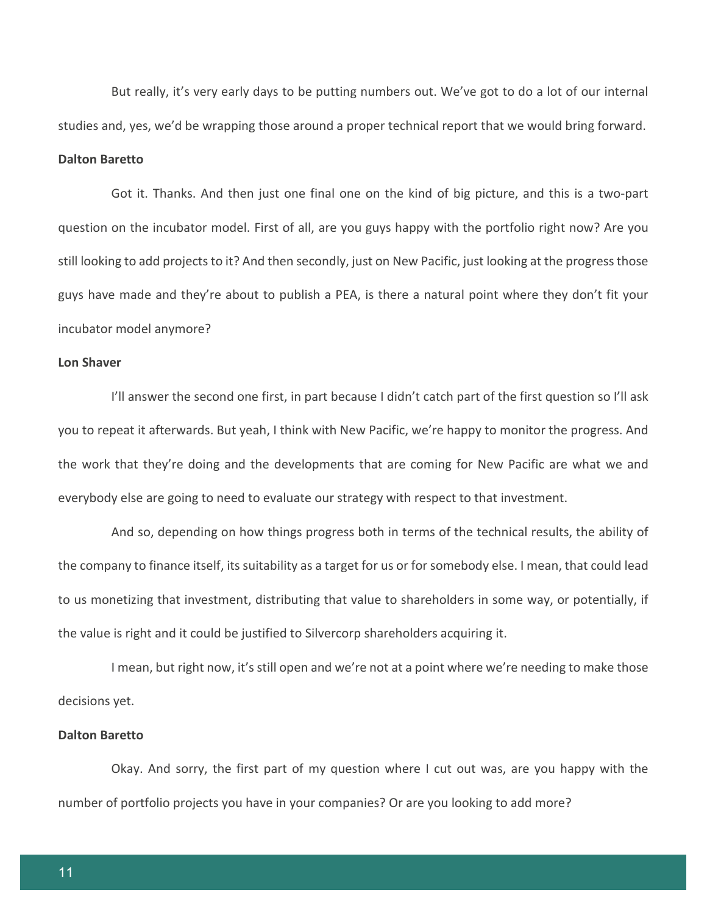But really, it's very early days to be putting numbers out. We've got to do a lot of our internal studies and, yes, we'd be wrapping those around a proper technical report that we would bring forward.

**Dalton Baretto**

Got it. Thanks. And then just one final one on the kind of big picture, and this is a two-part question on the incubator model. First of all, are you guys happy with the portfolio right now? Are you still looking to add projects to it? And then secondly, just on New Pacific, just looking at the progress those guys have made and they're about to publish a PEA, is there a natural point where they don't fit your incubator model anymore?

**Lon Shaver**

I'll answer the second one first, in part because I didn't catch part of the first question so I'll ask you to repeat it afterwards. But yeah, I think with New Pacific, we're happy to monitor the progress. And the work that they're doing and the developments that are coming for New Pacific are what we and everybody else are going to need to evaluate our strategy with respect to that investment.

And so, depending on how things progress both in terms of the technical results, the ability of the company to finance itself, its suitability as a target for us or for somebody else. I mean, that could lead to us monetizing that investment, distributing that value to shareholders in some way, or potentially, if the value is right and it could be justified to Silvercorp shareholders acquiring it.

I mean, but right now, it's still open and we're not at a point where we're needing to make those decisions yet.

**Dalton Baretto**

Okay. And sorry, the first part of my question where I cut out was, are you happy with the number of portfolio projects you have in your companies? Or are you looking to add more?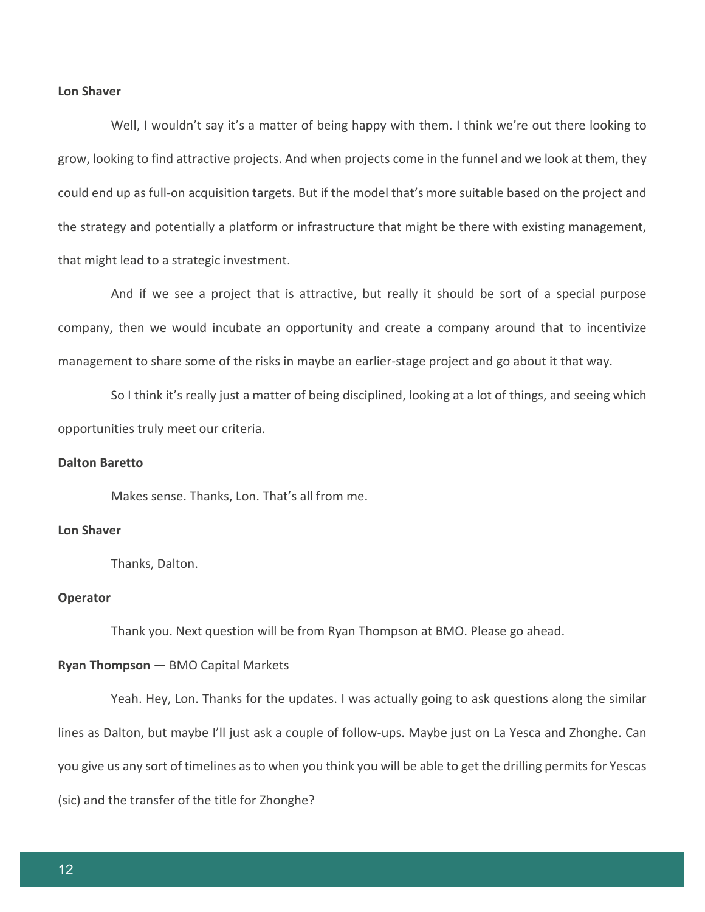**Lon Shaver**

Well, I wouldn't say it's a matter of being happy with them. I think we're out there looking to grow, looking to find attractive projects. And when projects come in the funnel and we look at them, they could end up as full-on acquisition targets. But if the model that's more suitable based on the project and the strategy and potentially a platform or infrastructure that might be there with existing management, that might lead to a strategic investment.

And if we see a project that is attractive, but really it should be sort of a special purpose company, then we would incubate an opportunity and create a company around that to incentivize management to share some of the risks in maybe an earlier-stage project and go about it that way.

So I think it's really just a matter of being disciplined, looking at a lot of things, and seeing which opportunities truly meet our criteria.

**Dalton Baretto**

Makes sense. Thanks, Lon. That's all from me.

**Lon Shaver**

Thanks, Dalton.

**Operator**

Thank you. Next question will be from Ryan Thompson at BMO. Please go ahead.

**Ryan Thompson** — BMO Capital Markets

Yeah. Hey, Lon. Thanks for the updates. I was actually going to ask questions along the similar lines as Dalton, but maybe I'll just ask a couple of follow-ups. Maybe just on La Yesca and Zhonghe. Can you give us any sort of timelines as to when you think you will be able to get the drilling permits for Yescas (sic) and the transfer of the title for Zhonghe?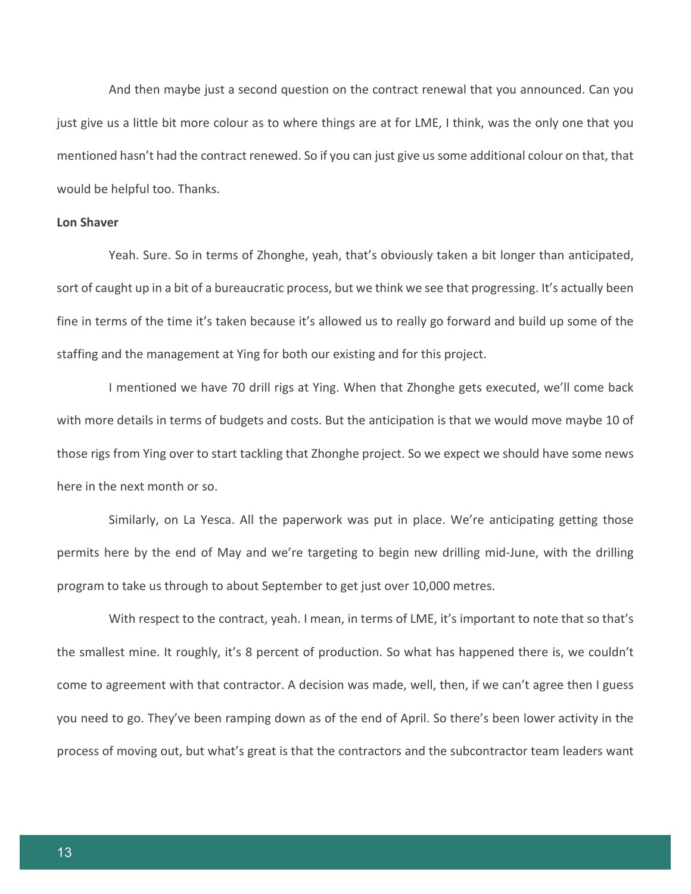And then maybe just a second question on the contract renewal that you announced. Can you just give us a little bit more colour as to where things are at for LME, I think, was the only one that you mentioned hasn't had the contract renewed. So if you can just give us some additional colour on that, that would be helpful too. Thanks.

**Lon Shaver**

Yeah. Sure. So in terms of Zhonghe, yeah, that's obviously taken a bit longer than anticipated, sort of caught up in a bit of a bureaucratic process, but we think we see that progressing. It's actually been fine in terms of the time it's taken because it's allowed us to really go forward and build up some of the staffing and the management at Ying for both our existing and for this project.

I mentioned we have 70 drill rigs at Ying. When that Zhonghe gets executed, we'll come back with more details in terms of budgets and costs. But the anticipation is that we would move maybe 10 of those rigs from Ying over to start tackling that Zhonghe project. So we expect we should have some news here in the next month or so.

Similarly, on La Yesca. All the paperwork was put in place. We're anticipating getting those permits here by the end of May and we're targeting to begin new drilling mid-June, with the drilling program to take us through to about September to get just over 10,000 metres.

With respect to the contract, yeah. I mean, in terms of LME, it's important to note that so that's the smallest mine. It roughly, it's 8 percent of production. So what has happened there is, we couldn't come to agreement with that contractor. A decision was made, well, then, if we can't agree then I guess you need to go. They've been ramping down as of the end of April. So there's been lower activity in the process of moving out, but what's great is that the contractors and the subcontractor team leaders want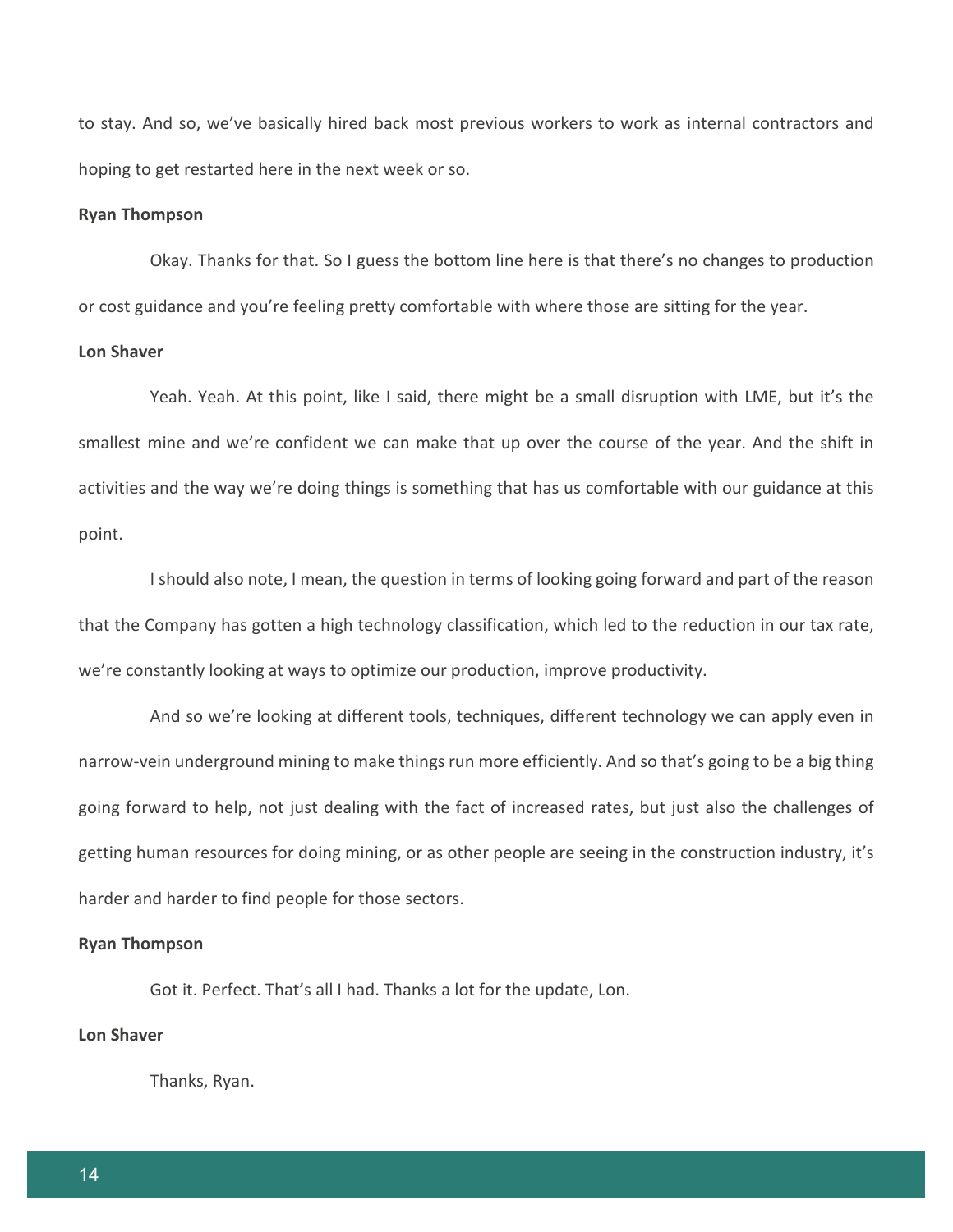to stay. And so, we've basically hired back most previous workers to work as internal contractors and hoping to get restarted here in the next week or so.

**Ryan Thompson**

Okay. Thanks for that. So I guess the bottom line here is that there's no changes to production or cost guidance and you're feeling pretty comfortable with where those are sitting for the year.

**Lon Shaver**

Yeah. Yeah. At this point, like I said, there might be a small disruption with LME, but it's the smallest mine and we're confident we can make that up over the course of the year. And the shift in activities and the way we're doing things is something that has us comfortable with our guidance at this point.

I should also note, I mean, the question in terms of looking going forward and part of the reason that the Company has gotten a high technology classification, which led to the reduction in our tax rate, we're constantly looking at ways to optimize our production, improve productivity.

And so we're looking at different tools, techniques, different technology we can apply even in narrow-vein underground mining to make things run more efficiently. And so that's going to be a big thing going forward to help, not just dealing with the fact of increased rates, but just also the challenges of getting human resources for doing mining, or as other people are seeing in the construction industry, it's harder and harder to find people for those sectors.

**Ryan Thompson**

Got it. Perfect. That's all I had. Thanks a lot for the update, Lon.

**Lon Shaver**

Thanks, Ryan.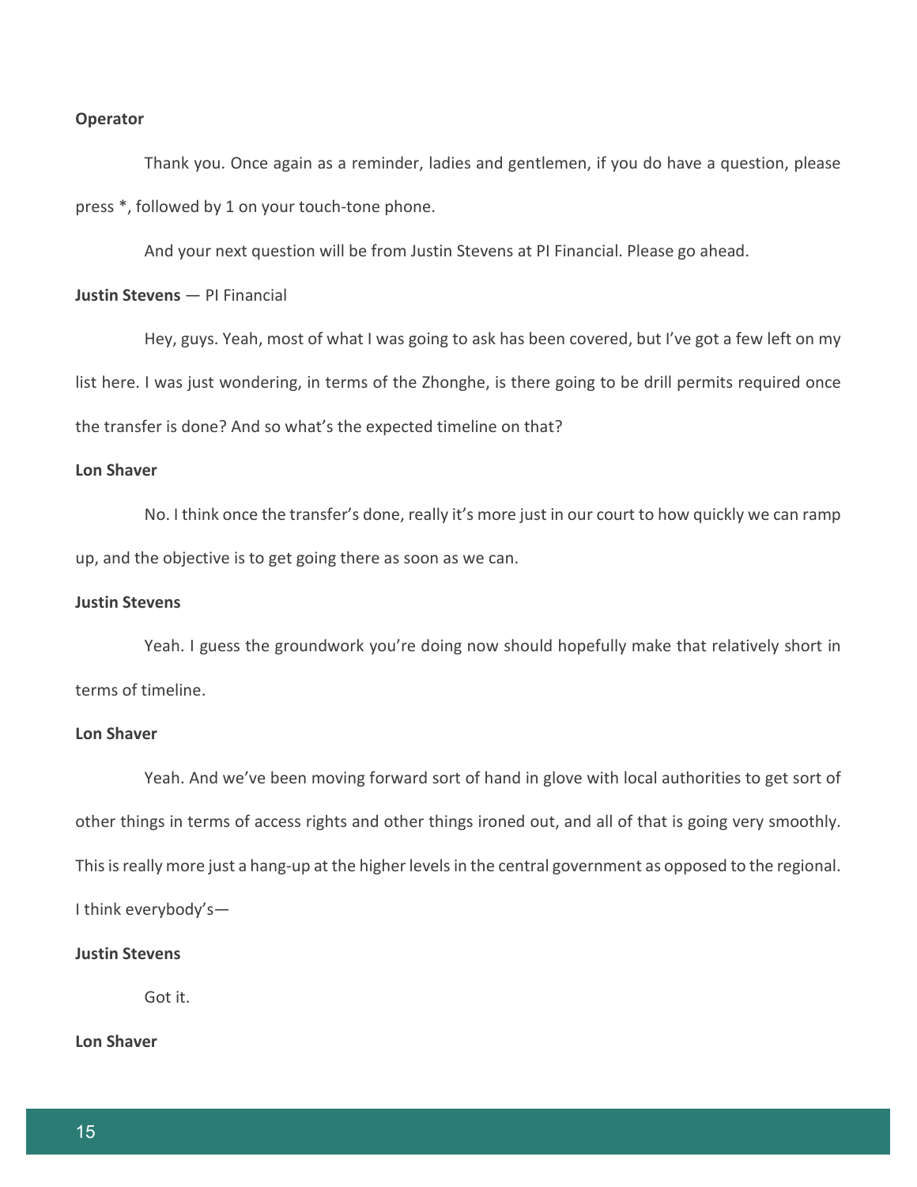**Operator**

Thank you. Once again as a reminder, ladies and gentlemen, if you do have a question, please press *, followed by 1 on your touch-tone phone.

And your next question will be from Justin Stevens at PI Financial. Please go ahead.

**Justin Stevens** — PI Financial

Hey, guys. Yeah, most of what I was going to ask has been covered, but I've got a few left on my list here. I was just wondering, in terms of the Zhonghe, is there going to be drill permits required once the transfer is done? And so what's the expected timeline on that?

**Lon Shaver**

No. I think once the transfer's done, really it's more just in our court to how quickly we can ramp up, and the objective is to get going there as soon as we can.

**Justin Stevens**

Yeah. I guess the groundwork you're doing now should hopefully make that relatively short in terms of timeline.

**Lon Shaver**

Yeah. And we've been moving forward sort of hand in glove with local authorities to get sort of other things in terms of access rights and other things ironed out, and all of that is going very smoothly. This is really more just a hang-up at the higher levels in the central government as opposed to the regional. I think everybody's—

**Justin Stevens**

Got it.

**Lon Shaver**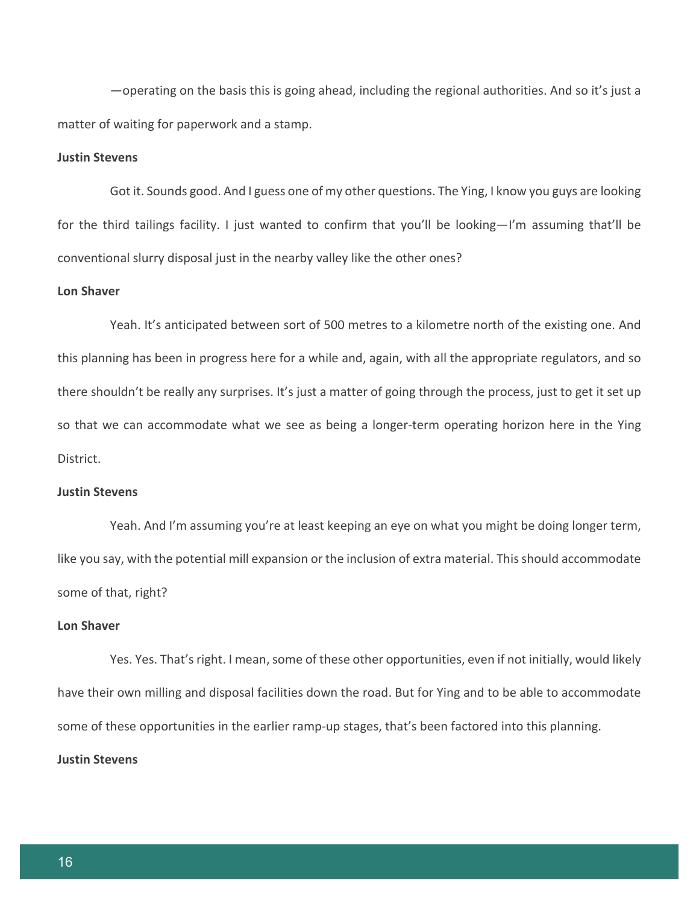—operating on the basis this is going ahead, including the regional authorities. And so it's just a matter of waiting for paperwork and a stamp.

**Justin Stevens**

Got it. Sounds good. And I guess one of my other questions. The Ying, I know you guys are looking for the third tailings facility. I just wanted to confirm that you'll be looking—I'm assuming that'll be conventional slurry disposal just in the nearby valley like the other ones?

**Lon Shaver**

Yeah. It's anticipated between sort of 500 metres to a kilometre north of the existing one. And this planning has been in progress here for a while and, again, with all the appropriate regulators, and so there shouldn't be really any surprises. It's just a matter of going through the process, just to get it set up so that we can accommodate what we see as being a longer-term operating horizon here in the Ying District.

**Justin Stevens**

Yeah. And I'm assuming you're at least keeping an eye on what you might be doing longer term, like you say, with the potential mill expansion or the inclusion of extra material. This should accommodate some of that, right?

**Lon Shaver**

Yes. Yes. That's right. I mean, some of these other opportunities, even if not initially, would likely have their own milling and disposal facilities down the road. But for Ying and to be able to accommodate some of these opportunities in the earlier ramp-up stages, that's been factored into this planning.

**Justin Stevens**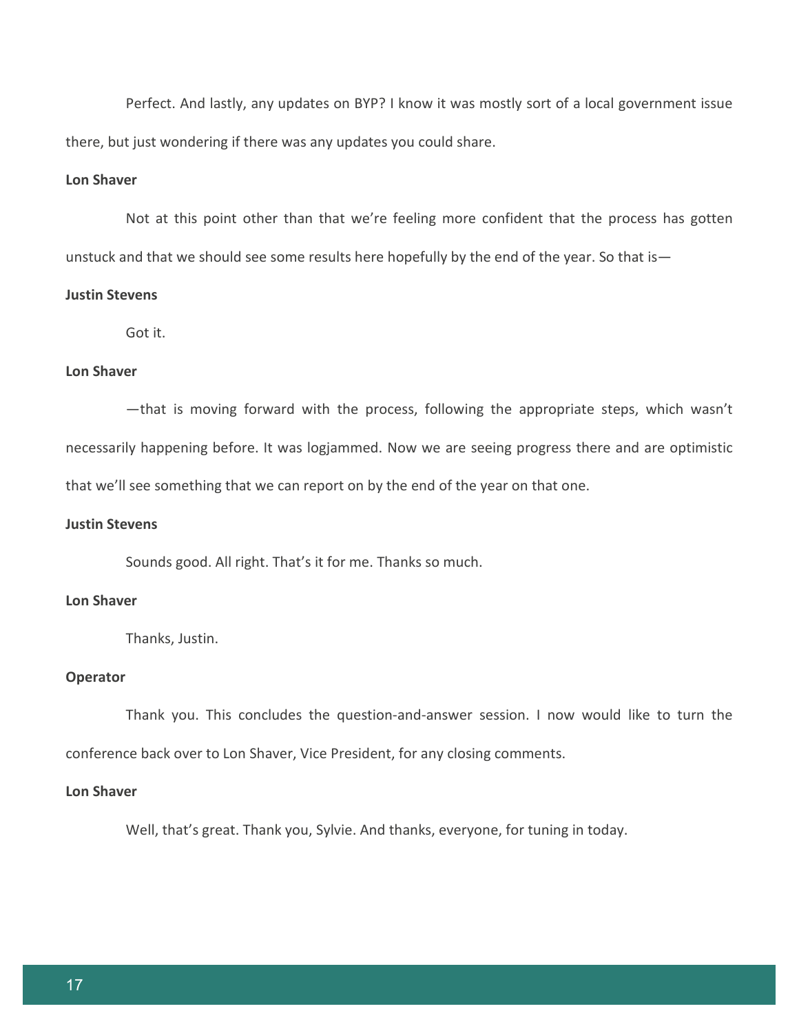Perfect. And lastly, any updates on BYP? I know it was mostly sort of a local government issue there, but just wondering if there was any updates you could share.

**Lon Shaver**

Not at this point other than that we're feeling more confident that the process has gotten unstuck and that we should see some results here hopefully by the end of the year. So that is—

**Justin Stevens**

Got it.

**Lon Shaver**

—that is moving forward with the process, following the appropriate steps, which wasn't necessarily happening before. It was logjammed. Now we are seeing progress there and are optimistic that we'll see something that we can report on by the end of the year on that one.

**Justin Stevens**

Sounds good. All right. That's it for me. Thanks so much.

**Lon Shaver**

Thanks, Justin.

**Operator**

Thank you. This concludes the question-and-answer session. I now would like to turn the conference back over to Lon Shaver, Vice President, for any closing comments.

**Lon Shaver**

Well, that's great. Thank you, Sylvie. And thanks, everyone, for tuning in today.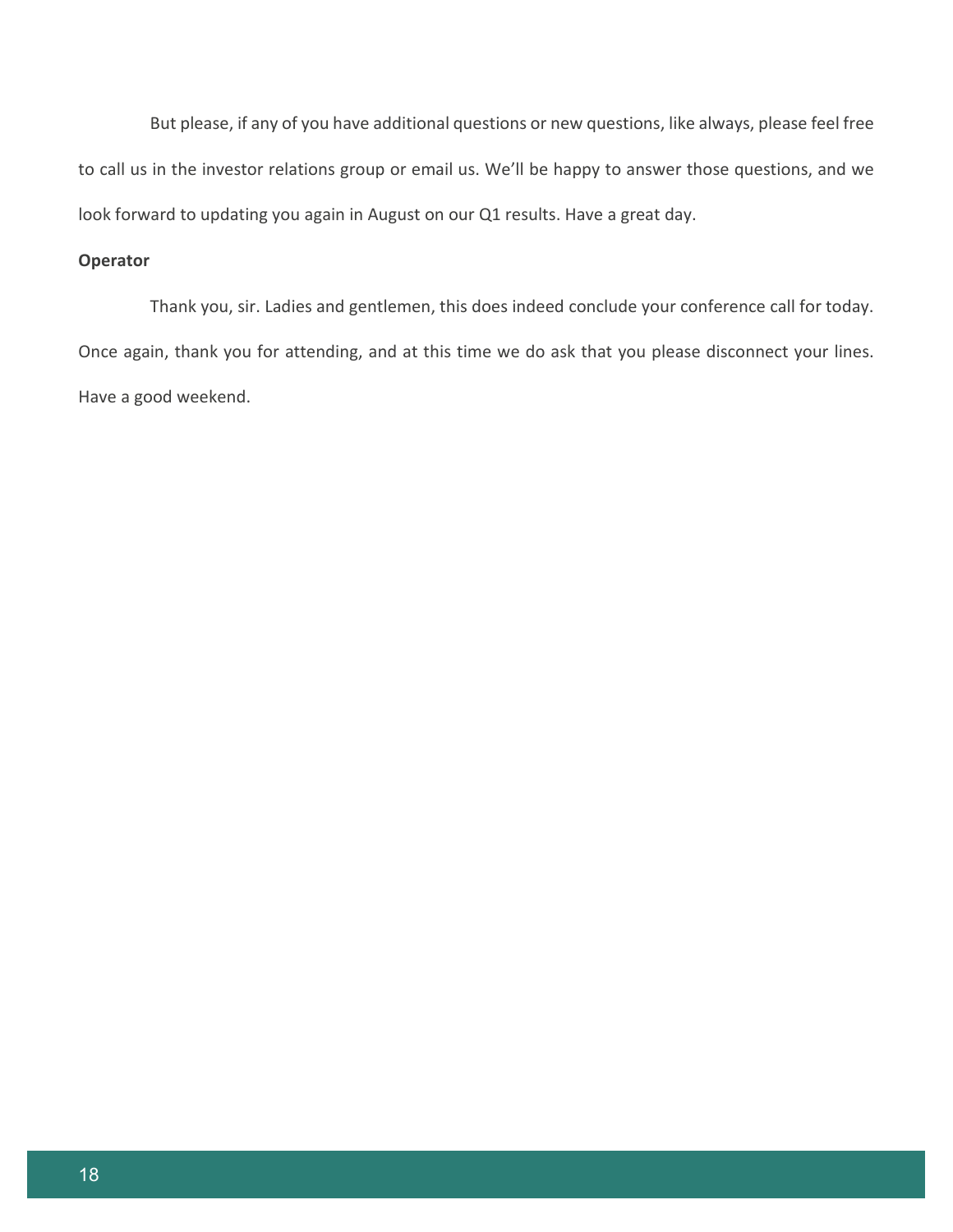But please, if any of you have additional questions or new questions, like always, please feel free to call us in the investor relations group or email us. We'll be happy to answer those questions, and we look forward to updating you again in August on our Q1 results. Have a great day.

**Operator**

Thank you, sir. Ladies and gentlemen, this does indeed conclude your conference call for today. Once again, thank you for attending, and at this time we do ask that you please disconnect your lines. Have a good weekend.